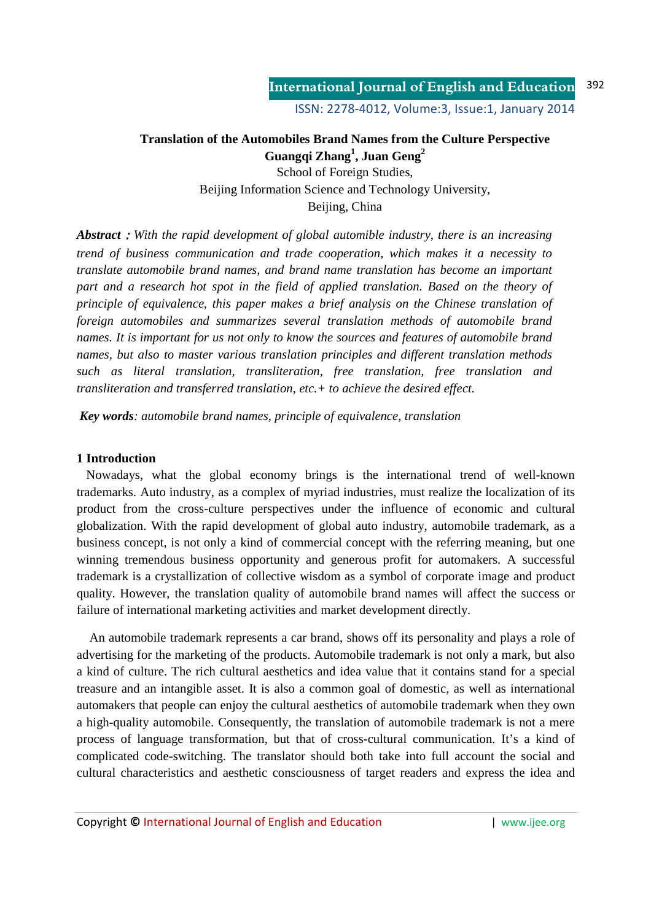# Translation of the Automobiles Brand Names from the Culture Perspective

**Guangqi Zhang[1], Juan Geng[2]**

School of Foreign Studies,
Beijing Information Science and Technology University,
Beijing, China

***Abstract***：*With the rapid development of global automible industry, there is an increasing trend of business communication and trade cooperation, which makes it a necessity to translate automobile brand names, and brand name translation has become an important part and a research hot spot in the field of applied translation. Based on the theory of principle of equivalence, this paper makes a brief analysis on the Chinese translation of foreign automobiles and summarizes several translation methods of automobile brand names. It is important for us not only to know the sources and features of automobile brand names, but also to master various translation principles and different translation methods such as literal translation, transliteration, free translation, free translation and transliteration and transferred translation, etc.+ to achieve the desired effect.*

***Key words***: *automobile brand names, principle of equivalence, translation*

## 1 Introduction

Nowadays, what the global economy brings is the international trend of well-known trademarks. Auto industry, as a complex of myriad industries, must realize the localization of its product from the cross-culture perspectives under the influence of economic and cultural globalization. With the rapid development of global auto industry, automobile trademark, as a business concept, is not only a kind of commercial concept with the referring meaning, but one winning tremendous business opportunity and generous profit for automakers. A successful trademark is a crystallization of collective wisdom as a symbol of corporate image and product quality. However, the translation quality of automobile brand names will affect the success or failure of international marketing activities and market development directly.

An automobile trademark represents a car brand, shows off its personality and plays a role of advertising for the marketing of the products. Automobile trademark is not only a mark, but also a kind of culture. The rich cultural aesthetics and idea value that it contains stand for a special treasure and an intangible asset. It is also a common goal of domestic, as well as international automakers that people can enjoy the cultural aesthetics of automobile trademark when they own a high-quality automobile. Consequently, the translation of automobile trademark is not a mere process of language transformation, but that of cross-cultural communication. It's a kind of complicated code-switching. The translator should both take into full account the social and cultural characteristics and aesthetic consciousness of target readers and express the idea and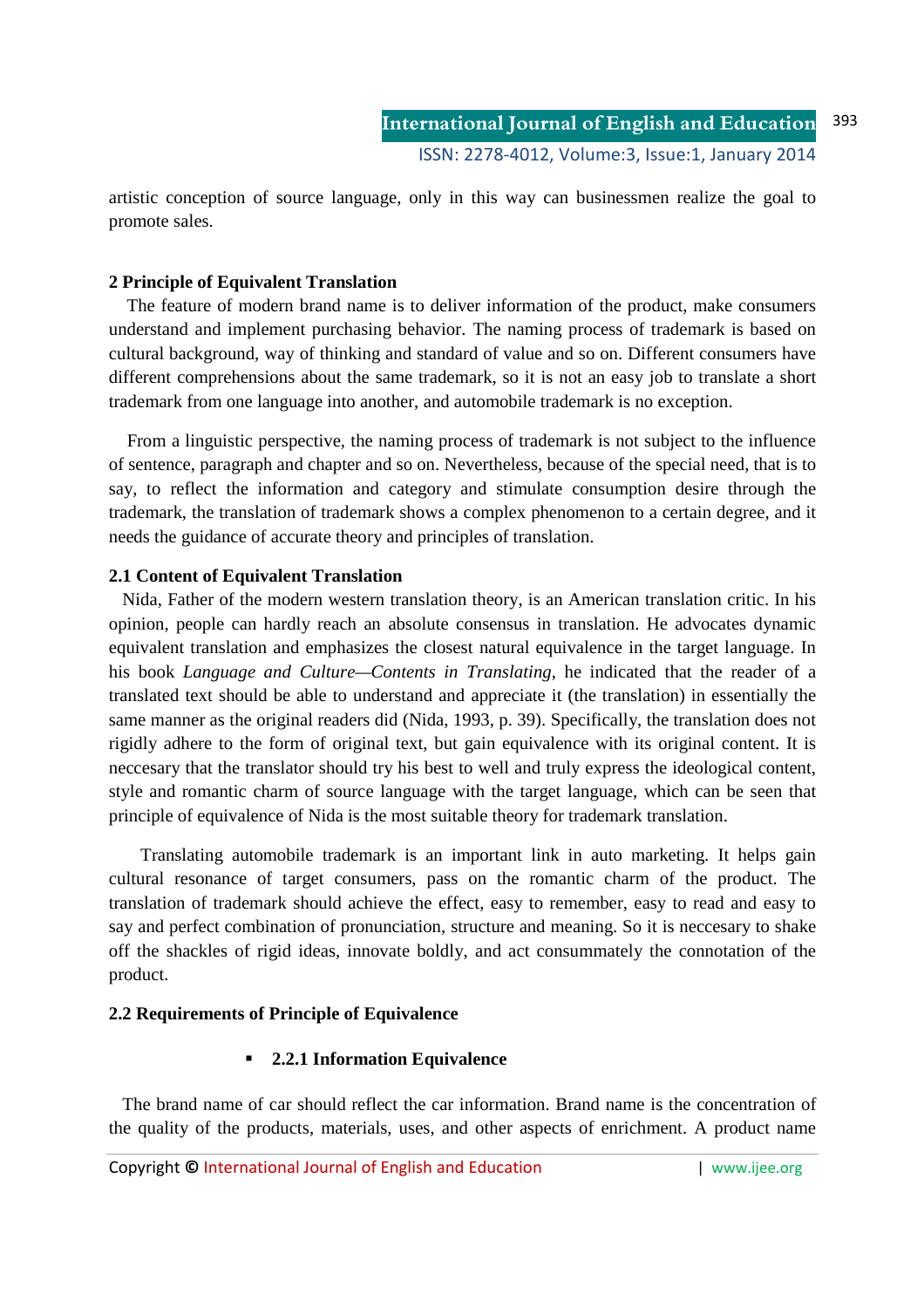artistic conception of source language, only in this way can businessmen realize the goal to promote sales.

## 2 Principle of Equivalent Translation

The feature of modern brand name is to deliver information of the product, make consumers understand and implement purchasing behavior. The naming process of trademark is based on cultural background, way of thinking and standard of value and so on. Different consumers have different comprehensions about the same trademark, so it is not an easy job to translate a short trademark from one language into another, and automobile trademark is no exception.

From a linguistic perspective, the naming process of trademark is not subject to the influence of sentence, paragraph and chapter and so on. Nevertheless, because of the special need, that is to say, to reflect the information and category and stimulate consumption desire through the trademark, the translation of trademark shows a complex phenomenon to a certain degree, and it needs the guidance of accurate theory and principles of translation.

### 2.1 Content of Equivalent Translation

Nida, Father of the modern western translation theory, is an American translation critic. In his opinion, people can hardly reach an absolute consensus in translation. He advocates dynamic equivalent translation and emphasizes the closest natural equivalence in the target language. In his book *Language and Culture—Contents in Translating*, he indicated that the reader of a translated text should be able to understand and appreciate it (the translation) in essentially the same manner as the original readers did (Nida, 1993, p. 39). Specifically, the translation does not rigidly adhere to the form of original text, but gain equivalence with its original content. It is neccesary that the translator should try his best to well and truly express the ideological content, style and romantic charm of source language with the target language, which can be seen that principle of equivalence of Nida is the most suitable theory for trademark translation.

Translating automobile trademark is an important link in auto marketing. It helps gain cultural resonance of target consumers, pass on the romantic charm of the product. The translation of trademark should achieve the effect, easy to remember, easy to read and easy to say and perfect combination of pronunciation, structure and meaning. So it is neccesary to shake off the shackles of rigid ideas, innovate boldly, and act consummately the connotation of the product.

### 2.2 Requirements of Principle of Equivalence

- **2.2.1 Information Equivalence**

The brand name of car should reflect the car information. Brand name is the concentration of the quality of the products, materials, uses, and other aspects of enrichment. A product name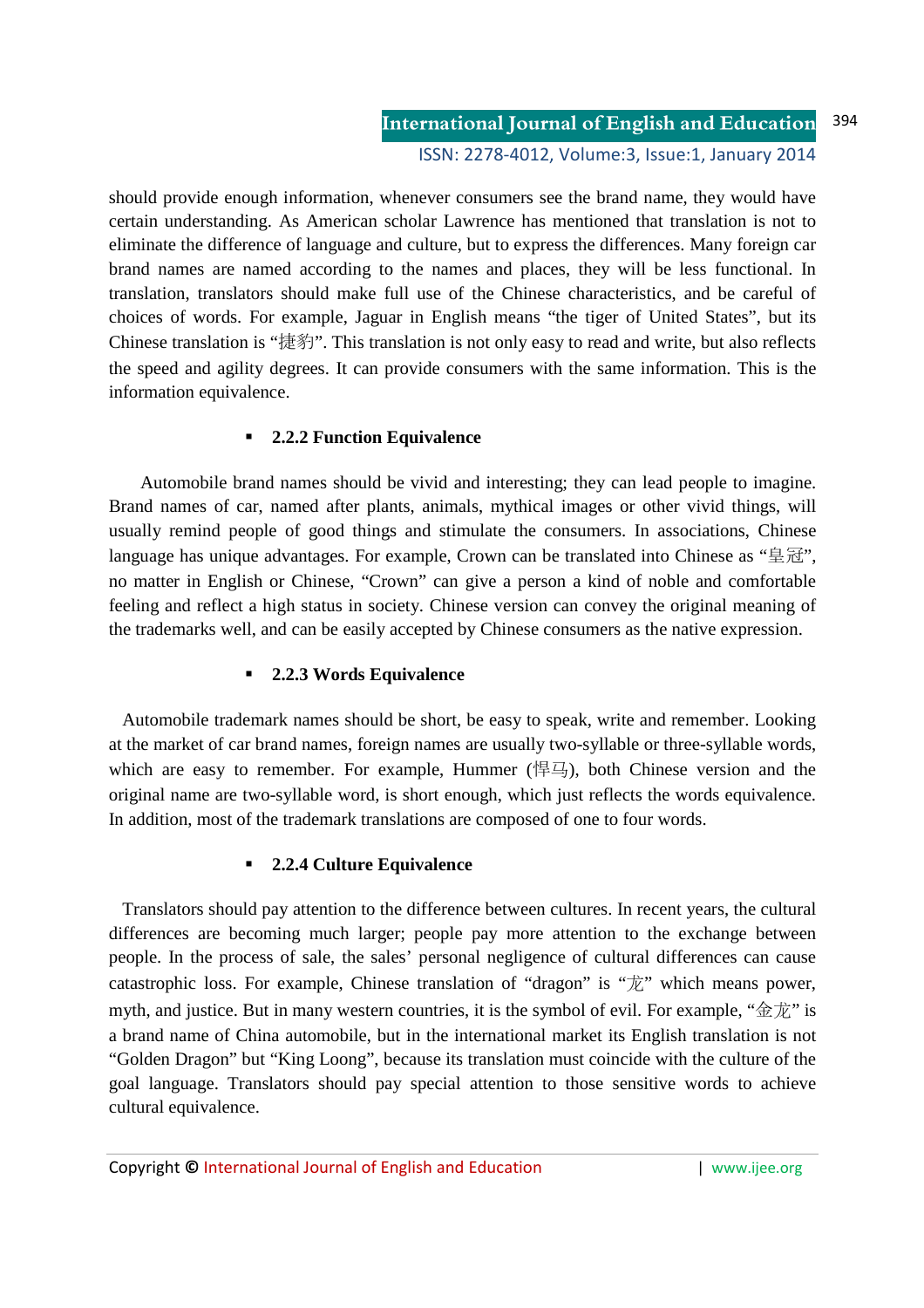should provide enough information, whenever consumers see the brand name, they would have certain understanding. As American scholar Lawrence has mentioned that translation is not to eliminate the difference of language and culture, but to express the differences. Many foreign car brand names are named according to the names and places, they will be less functional. In translation, translators should make full use of the Chinese characteristics, and be careful of choices of words. For example, Jaguar in English means "the tiger of United States", but its Chinese translation is "捷豹". This translation is not only easy to read and write, but also reflects the speed and agility degrees. It can provide consumers with the same information. This is the information equivalence.

- **2.2.2 Function Equivalence**

Automobile brand names should be vivid and interesting; they can lead people to imagine. Brand names of car, named after plants, animals, mythical images or other vivid things, will usually remind people of good things and stimulate the consumers. In associations, Chinese language has unique advantages. For example, Crown can be translated into Chinese as "皇冠", no matter in English or Chinese, "Crown" can give a person a kind of noble and comfortable feeling and reflect a high status in society. Chinese version can convey the original meaning of the trademarks well, and can be easily accepted by Chinese consumers as the native expression.

- **2.2.3 Words Equivalence**

Automobile trademark names should be short, be easy to speak, write and remember. Looking at the market of car brand names, foreign names are usually two-syllable or three-syllable words, which are easy to remember. For example, Hummer (悍马), both Chinese version and the original name are two-syllable word, is short enough, which just reflects the words equivalence. In addition, most of the trademark translations are composed of one to four words.

- **2.2.4 Culture Equivalence**

Translators should pay attention to the difference between cultures. In recent years, the cultural differences are becoming much larger; people pay more attention to the exchange between people. In the process of sale, the sales' personal negligence of cultural differences can cause catastrophic loss. For example, Chinese translation of "dragon" is "龙" which means power, myth, and justice. But in many western countries, it is the symbol of evil. For example, "金龙" is a brand name of China automobile, but in the international market its English translation is not "Golden Dragon" but "King Loong", because its translation must coincide with the culture of the goal language. Translators should pay special attention to those sensitive words to achieve cultural equivalence.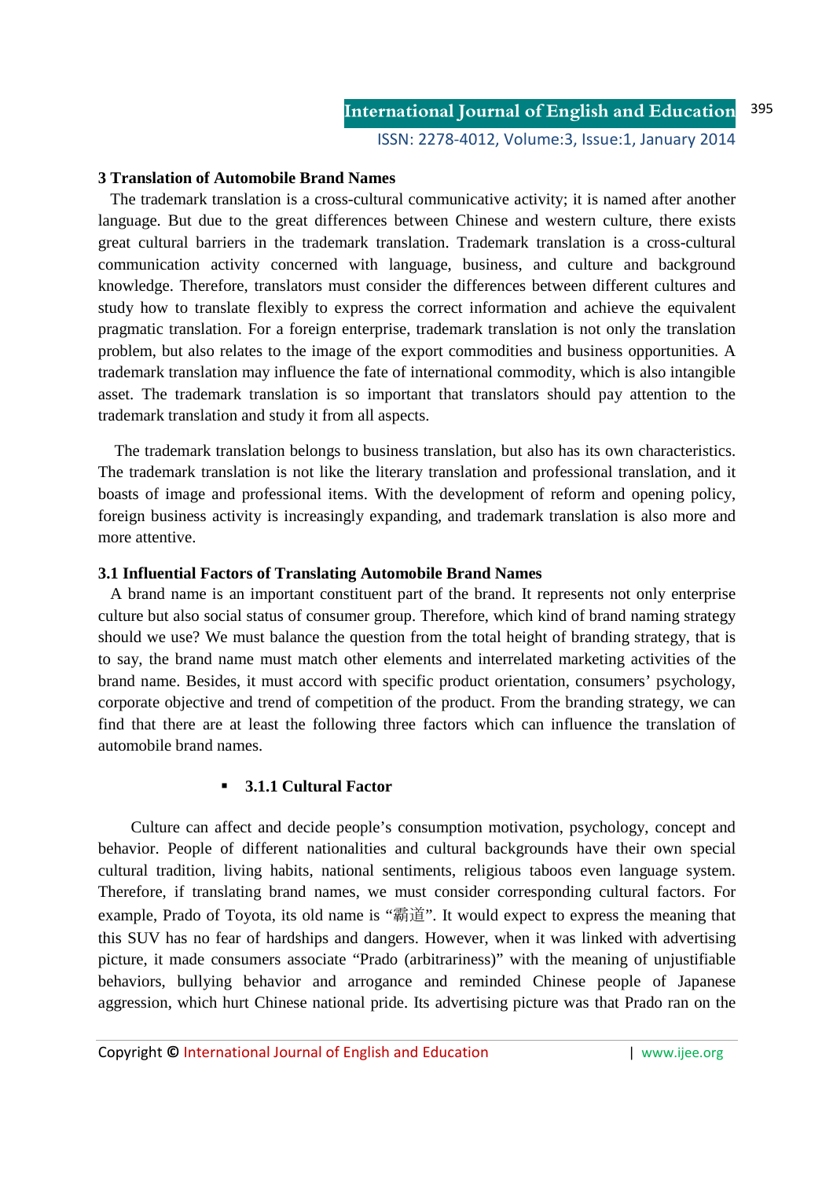### 3 Translation of Automobile Brand Names

The trademark translation is a cross-cultural communicative activity; it is named after another language. But due to the great differences between Chinese and western culture, there exists great cultural barriers in the trademark translation. Trademark translation is a cross-cultural communication activity concerned with language, business, and culture and background knowledge. Therefore, translators must consider the differences between different cultures and study how to translate flexibly to express the correct information and achieve the equivalent pragmatic translation. For a foreign enterprise, trademark translation is not only the translation problem, but also relates to the image of the export commodities and business opportunities. A trademark translation may influence the fate of international commodity, which is also intangible asset. The trademark translation is so important that translators should pay attention to the trademark translation and study it from all aspects.

The trademark translation belongs to business translation, but also has its own characteristics. The trademark translation is not like the literary translation and professional translation, and it boasts of image and professional items. With the development of reform and opening policy, foreign business activity is increasingly expanding, and trademark translation is also more and more attentive.

#### 3.1 Influential Factors of Translating Automobile Brand Names

A brand name is an important constituent part of the brand. It represents not only enterprise culture but also social status of consumer group. Therefore, which kind of brand naming strategy should we use? We must balance the question from the total height of branding strategy, that is to say, the brand name must match other elements and interrelated marketing activities of the brand name. Besides, it must accord with specific product orientation, consumers' psychology, corporate objective and trend of competition of the product. From the branding strategy, we can find that there are at least the following three factors which can influence the translation of automobile brand names.

- **3.1.1 Cultural Factor**

Culture can affect and decide people's consumption motivation, psychology, concept and behavior. People of different nationalities and cultural backgrounds have their own special cultural tradition, living habits, national sentiments, religious taboos even language system. Therefore, if translating brand names, we must consider corresponding cultural factors. For example, Prado of Toyota, its old name is "霸道". It would expect to express the meaning that this SUV has no fear of hardships and dangers. However, when it was linked with advertising picture, it made consumers associate "Prado (arbitrariness)" with the meaning of unjustifiable behaviors, bullying behavior and arrogance and reminded Chinese people of Japanese aggression, which hurt Chinese national pride. Its advertising picture was that Prado ran on the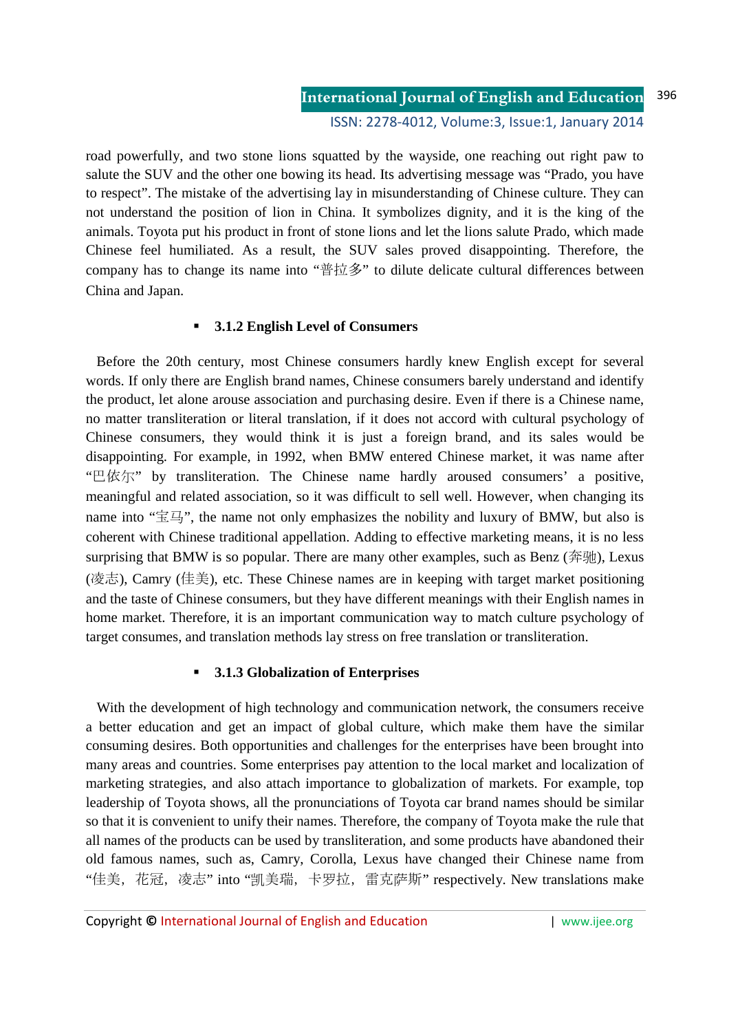road powerfully, and two stone lions squatted by the wayside, one reaching out right paw to salute the SUV and the other one bowing its head. Its advertising message was "Prado, you have to respect". The mistake of the advertising lay in misunderstanding of Chinese culture. They can not understand the position of lion in China. It symbolizes dignity, and it is the king of the animals. Toyota put his product in front of stone lions and let the lions salute Prado, which made Chinese feel humiliated. As a result, the SUV sales proved disappointing. Therefore, the company has to change its name into "普拉多" to dilute delicate cultural differences between China and Japan.

- **3.1.2 English Level of Consumers**

Before the 20th century, most Chinese consumers hardly knew English except for several words. If only there are English brand names, Chinese consumers barely understand and identify the product, let alone arouse association and purchasing desire. Even if there is a Chinese name, no matter transliteration or literal translation, if it does not accord with cultural psychology of Chinese consumers, they would think it is just a foreign brand, and its sales would be disappointing. For example, in 1992, when BMW entered Chinese market, it was name after "巴依尔" by transliteration. The Chinese name hardly aroused consumers' a positive, meaningful and related association, so it was difficult to sell well. However, when changing its name into "宝马", the name not only emphasizes the nobility and luxury of BMW, but also is coherent with Chinese traditional appellation. Adding to effective marketing means, it is no less surprising that BMW is so popular. There are many other examples, such as Benz (奔驰), Lexus (凌志), Camry (佳美), etc. These Chinese names are in keeping with target market positioning and the taste of Chinese consumers, but they have different meanings with their English names in home market. Therefore, it is an important communication way to match culture psychology of target consumes, and translation methods lay stress on free translation or transliteration.

- **3.1.3 Globalization of Enterprises**

With the development of high technology and communication network, the consumers receive a better education and get an impact of global culture, which make them have the similar consuming desires. Both opportunities and challenges for the enterprises have been brought into many areas and countries. Some enterprises pay attention to the local market and localization of marketing strategies, and also attach importance to globalization of markets. For example, top leadership of Toyota shows, all the pronunciations of Toyota car brand names should be similar so that it is convenient to unify their names. Therefore, the company of Toyota make the rule that all names of the products can be used by transliteration, and some products have abandoned their old famous names, such as, Camry, Corolla, Lexus have changed their Chinese name from "佳美，花冠，凌志" into "凯美瑞，卡罗拉，雷克萨斯" respectively. New translations make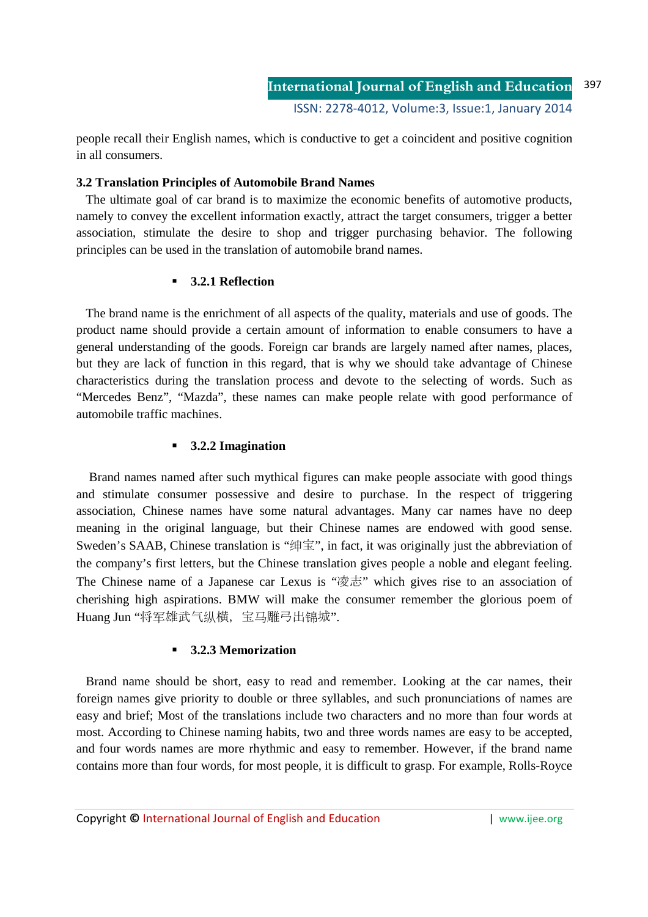people recall their English names, which is conductive to get a coincident and positive cognition in all consumers.

### 3.2 Translation Principles of Automobile Brand Names

The ultimate goal of car brand is to maximize the economic benefits of automotive products, namely to convey the excellent information exactly, attract the target consumers, trigger a better association, stimulate the desire to shop and trigger purchasing behavior. The following principles can be used in the translation of automobile brand names.

- #### 3.2.1 Reflection

The brand name is the enrichment of all aspects of the quality, materials and use of goods. The product name should provide a certain amount of information to enable consumers to have a general understanding of the goods. Foreign car brands are largely named after names, places, but they are lack of function in this regard, that is why we should take advantage of Chinese characteristics during the translation process and devote to the selecting of words. Such as "Mercedes Benz", "Mazda", these names can make people relate with good performance of automobile traffic machines.

- #### 3.2.2 Imagination

Brand names named after such mythical figures can make people associate with good things and stimulate consumer possessive and desire to purchase. In the respect of triggering association, Chinese names have some natural advantages. Many car names have no deep meaning in the original language, but their Chinese names are endowed with good sense. Sweden's SAAB, Chinese translation is "绅宝", in fact, it was originally just the abbreviation of the company's first letters, but the Chinese translation gives people a noble and elegant feeling. The Chinese name of a Japanese car Lexus is "凌志" which gives rise to an association of cherishing high aspirations. BMW will make the consumer remember the glorious poem of Huang Jun "将军雄武气纵横，宝马雕弓出锦城".

- #### 3.2.3 Memorization

Brand name should be short, easy to read and remember. Looking at the car names, their foreign names give priority to double or three syllables, and such pronunciations of names are easy and brief; Most of the translations include two characters and no more than four words at most. According to Chinese naming habits, two and three words names are easy to be accepted, and four words names are more rhythmic and easy to remember. However, if the brand name contains more than four words, for most people, it is difficult to grasp. For example, Rolls-Royce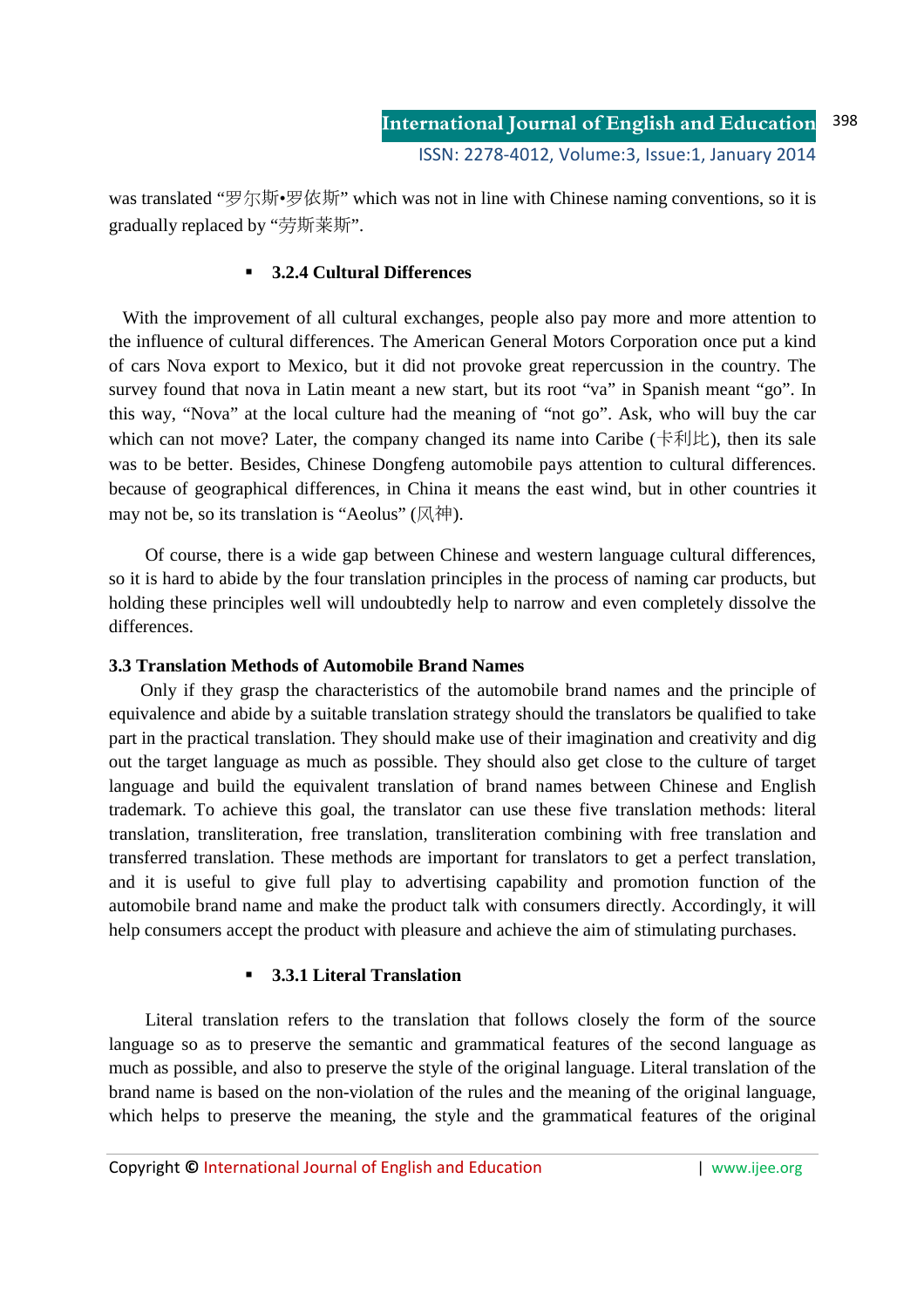was translated "罗尔斯•罗依斯" which was not in line with Chinese naming conventions, so it is gradually replaced by "劳斯莱斯".

- **3.2.4 Cultural Differences**

With the improvement of all cultural exchanges, people also pay more and more attention to the influence of cultural differences. The American General Motors Corporation once put a kind of cars Nova export to Mexico, but it did not provoke great repercussion in the country. The survey found that nova in Latin meant a new start, but its root "va" in Spanish meant "go". In this way, "Nova" at the local culture had the meaning of "not go". Ask, who will buy the car which can not move? Later, the company changed its name into Caribe (卡利比), then its sale was to be better. Besides, Chinese Dongfeng automobile pays attention to cultural differences. because of geographical differences, in China it means the east wind, but in other countries it may not be, so its translation is "Aeolus" (风神).

Of course, there is a wide gap between Chinese and western language cultural differences, so it is hard to abide by the four translation principles in the process of naming car products, but holding these principles well will undoubtedly help to narrow and even completely dissolve the differences.

### 3.3 Translation Methods of Automobile Brand Names

Only if they grasp the characteristics of the automobile brand names and the principle of equivalence and abide by a suitable translation strategy should the translators be qualified to take part in the practical translation. They should make use of their imagination and creativity and dig out the target language as much as possible. They should also get close to the culture of target language and build the equivalent translation of brand names between Chinese and English trademark. To achieve this goal, the translator can use these five translation methods: literal translation, transliteration, free translation, transliteration combining with free translation and transferred translation. These methods are important for translators to get a perfect translation, and it is useful to give full play to advertising capability and promotion function of the automobile brand name and make the product talk with consumers directly. Accordingly, it will help consumers accept the product with pleasure and achieve the aim of stimulating purchases.

- **3.3.1 Literal Translation**

Literal translation refers to the translation that follows closely the form of the source language so as to preserve the semantic and grammatical features of the second language as much as possible, and also to preserve the style of the original language. Literal translation of the brand name is based on the non-violation of the rules and the meaning of the original language, which helps to preserve the meaning, the style and the grammatical features of the original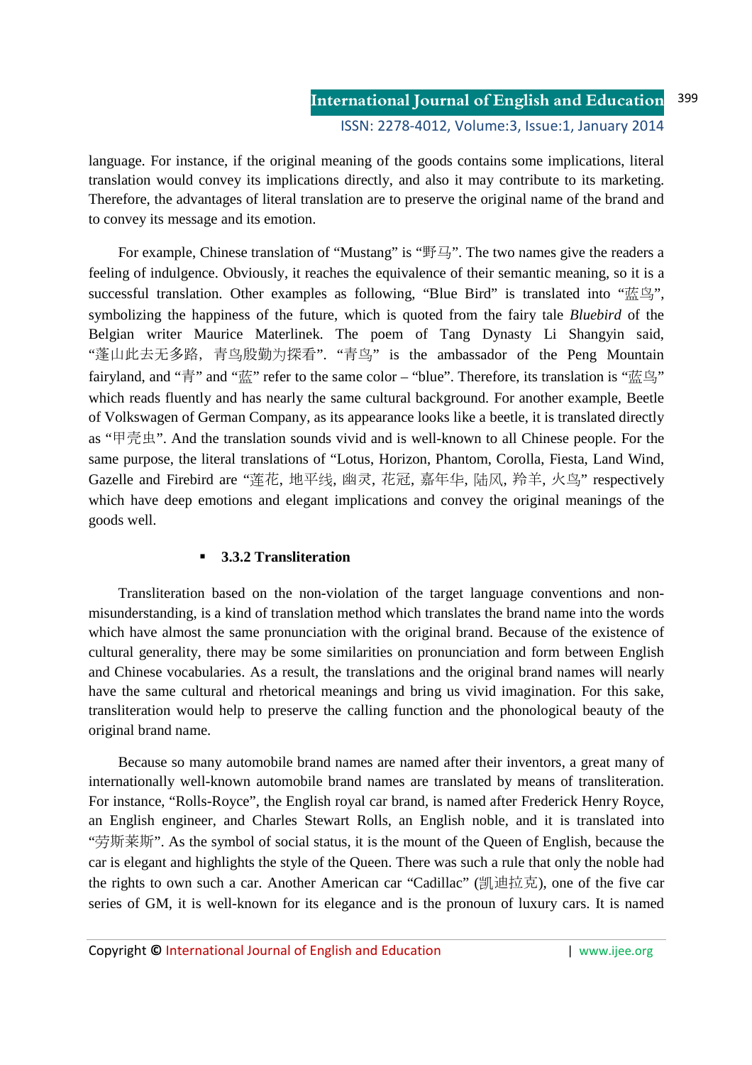language. For instance, if the original meaning of the goods contains some implications, literal translation would convey its implications directly, and also it may contribute to its marketing. Therefore, the advantages of literal translation are to preserve the original name of the brand and to convey its message and its emotion.

For example, Chinese translation of "Mustang" is "野马". The two names give the readers a feeling of indulgence. Obviously, it reaches the equivalence of their semantic meaning, so it is a successful translation. Other examples as following, "Blue Bird" is translated into "蓝鸟", symbolizing the happiness of the future, which is quoted from the fairy tale *Bluebird* of the Belgian writer Maurice Materlinek. The poem of Tang Dynasty Li Shangyin said, "蓬山此去无多路，青鸟殷勤为探看". "青鸟" is the ambassador of the Peng Mountain fairyland, and "青" and "蓝" refer to the same color – "blue". Therefore, its translation is "蓝鸟" which reads fluently and has nearly the same cultural background. For another example, Beetle of Volkswagen of German Company, as its appearance looks like a beetle, it is translated directly as "甲壳虫". And the translation sounds vivid and is well-known to all Chinese people. For the same purpose, the literal translations of "Lotus, Horizon, Phantom, Corolla, Fiesta, Land Wind, Gazelle and Firebird are "莲花, 地平线, 幽灵, 花冠, 嘉年华, 陆风, 羚羊, 火鸟" respectively which have deep emotions and elegant implications and convey the original meanings of the goods well.

- **3.3.2 Transliteration**

Transliteration based on the non-violation of the target language conventions and non-misunderstanding, is a kind of translation method which translates the brand name into the words which have almost the same pronunciation with the original brand. Because of the existence of cultural generality, there may be some similarities on pronunciation and form between English and Chinese vocabularies. As a result, the translations and the original brand names will nearly have the same cultural and rhetorical meanings and bring us vivid imagination. For this sake, transliteration would help to preserve the calling function and the phonological beauty of the original brand name.

Because so many automobile brand names are named after their inventors, a great many of internationally well-known automobile brand names are translated by means of transliteration. For instance, "Rolls-Royce", the English royal car brand, is named after Frederick Henry Royce, an English engineer, and Charles Stewart Rolls, an English noble, and it is translated into "劳斯莱斯". As the symbol of social status, it is the mount of the Queen of English, because the car is elegant and highlights the style of the Queen. There was such a rule that only the noble had the rights to own such a car. Another American car "Cadillac" (凯迪拉克), one of the five car series of GM, it is well-known for its elegance and is the pronoun of luxury cars. It is named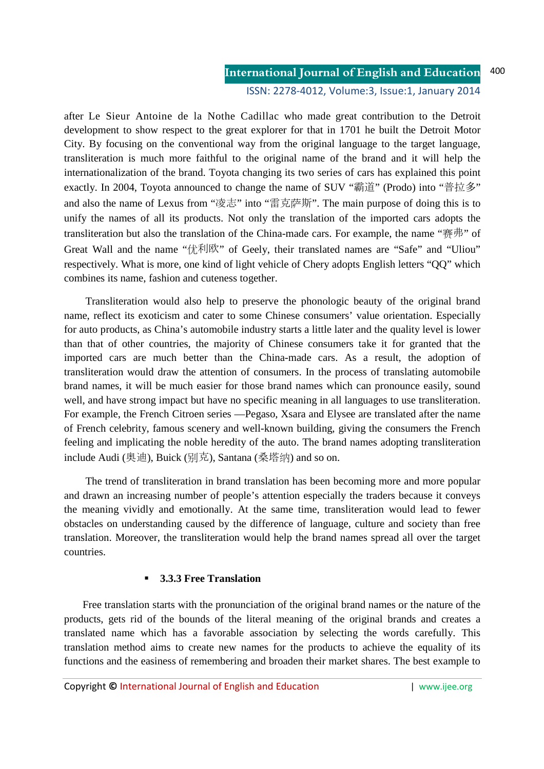after Le Sieur Antoine de la Nothe Cadillac who made great contribution to the Detroit development to show respect to the great explorer for that in 1701 he built the Detroit Motor City. By focusing on the conventional way from the original language to the target language, transliteration is much more faithful to the original name of the brand and it will help the internationalization of the brand. Toyota changing its two series of cars has explained this point exactly. In 2004, Toyota announced to change the name of SUV “霸道” (Prodo) into “普拉多” and also the name of Lexus from “凌志” into “雷克萨斯”. The main purpose of doing this is to unify the names of all its products. Not only the translation of the imported cars adopts the transliteration but also the translation of the China-made cars. For example, the name “赛弗” of Great Wall and the name “优利欧” of Geely, their translated names are “Safe” and “Uliou” respectively. What is more, one kind of light vehicle of Chery adopts English letters “QQ” which combines its name, fashion and cuteness together.

Transliteration would also help to preserve the phonologic beauty of the original brand name, reflect its exoticism and cater to some Chinese consumers’ value orientation. Especially for auto products, as China’s automobile industry starts a little later and the quality level is lower than that of other countries, the majority of Chinese consumers take it for granted that the imported cars are much better than the China-made cars. As a result, the adoption of transliteration would draw the attention of consumers. In the process of translating automobile brand names, it will be much easier for those brand names which can pronounce easily, sound well, and have strong impact but have no specific meaning in all languages to use transliteration. For example, the French Citroen series —Pegaso, Xsara and Elysee are translated after the name of French celebrity, famous scenery and well-known building, giving the consumers the French feeling and implicating the noble heredity of the auto. The brand names adopting transliteration include Audi (奥迪), Buick (别克), Santana (桑塔纳) and so on.

The trend of transliteration in brand translation has been becoming more and more popular and drawn an increasing number of people’s attention especially the traders because it conveys the meaning vividly and emotionally. At the same time, transliteration would lead to fewer obstacles on understanding caused by the difference of language, culture and society than free translation. Moreover, the transliteration would help the brand names spread all over the target countries.

- **3.3.3 Free Translation**

Free translation starts with the pronunciation of the original brand names or the nature of the products, gets rid of the bounds of the literal meaning of the original brands and creates a translated name which has a favorable association by selecting the words carefully. This translation method aims to create new names for the products to achieve the equality of its functions and the easiness of remembering and broaden their market shares. The best example to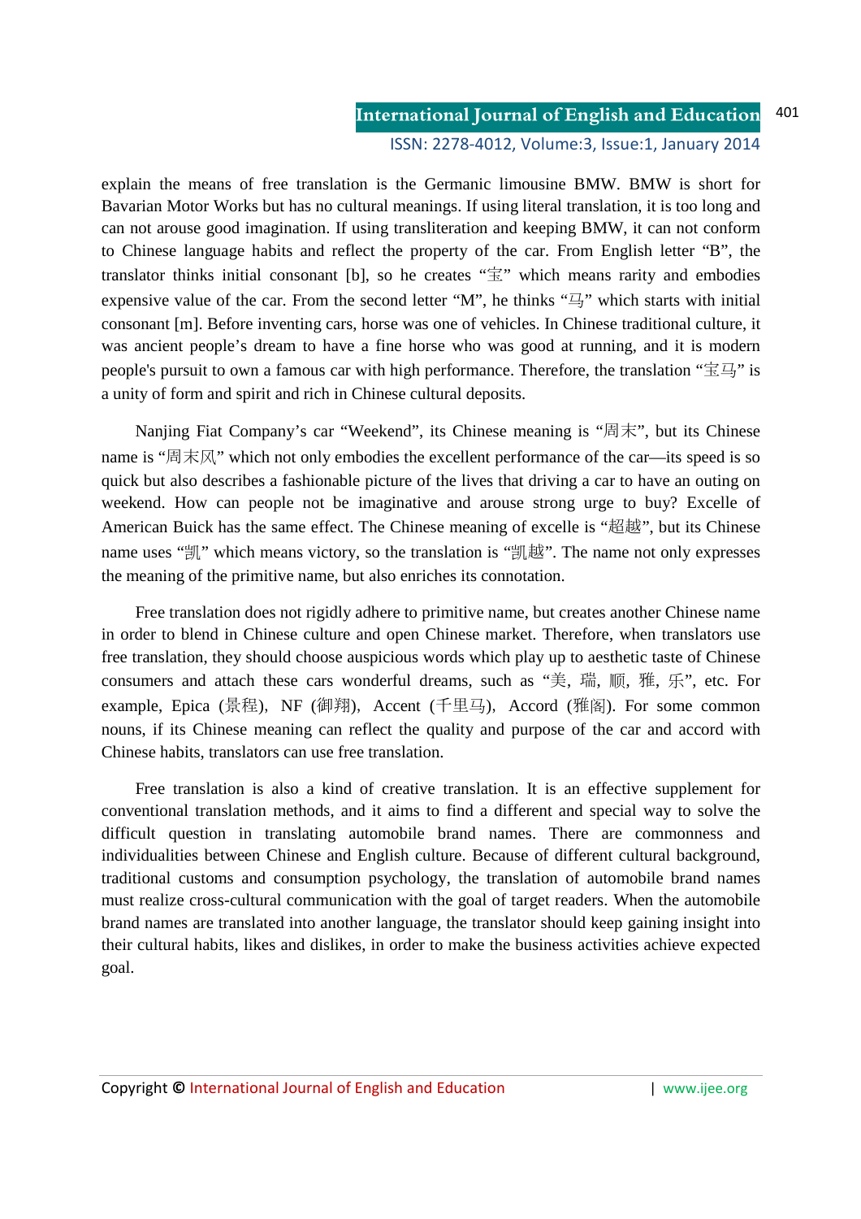explain the means of free translation is the Germanic limousine BMW. BMW is short for Bavarian Motor Works but has no cultural meanings. If using literal translation, it is too long and can not arouse good imagination. If using transliteration and keeping BMW, it can not conform to Chinese language habits and reflect the property of the car. From English letter "B", the translator thinks initial consonant [b], so he creates "宝" which means rarity and embodies expensive value of the car. From the second letter "M", he thinks "马" which starts with initial consonant [m]. Before inventing cars, horse was one of vehicles. In Chinese traditional culture, it was ancient people's dream to have a fine horse who was good at running, and it is modern people's pursuit to own a famous car with high performance. Therefore, the translation "宝马" is a unity of form and spirit and rich in Chinese cultural deposits.

Nanjing Fiat Company's car "Weekend", its Chinese meaning is "周末", but its Chinese name is "周末风" which not only embodies the excellent performance of the car—its speed is so quick but also describes a fashionable picture of the lives that driving a car to have an outing on weekend. How can people not be imaginative and arouse strong urge to buy? Excelle of American Buick has the same effect. The Chinese meaning of excelle is "超越", but its Chinese name uses "凯" which means victory, so the translation is "凯越". The name not only expresses the meaning of the primitive name, but also enriches its connotation.

Free translation does not rigidly adhere to primitive name, but creates another Chinese name in order to blend in Chinese culture and open Chinese market. Therefore, when translators use free translation, they should choose auspicious words which play up to aesthetic taste of Chinese consumers and attach these cars wonderful dreams, such as "美, 瑞, 顺, 雅, 乐", etc. For example, Epica (景程), NF (御翔), Accent (千里马), Accord (雅阁). For some common nouns, if its Chinese meaning can reflect the quality and purpose of the car and accord with Chinese habits, translators can use free translation.

Free translation is also a kind of creative translation. It is an effective supplement for conventional translation methods, and it aims to find a different and special way to solve the difficult question in translating automobile brand names. There are commonness and individualities between Chinese and English culture. Because of different cultural background, traditional customs and consumption psychology, the translation of automobile brand names must realize cross-cultural communication with the goal of target readers. When the automobile brand names are translated into another language, the translator should keep gaining insight into their cultural habits, likes and dislikes, in order to make the business activities achieve expected goal.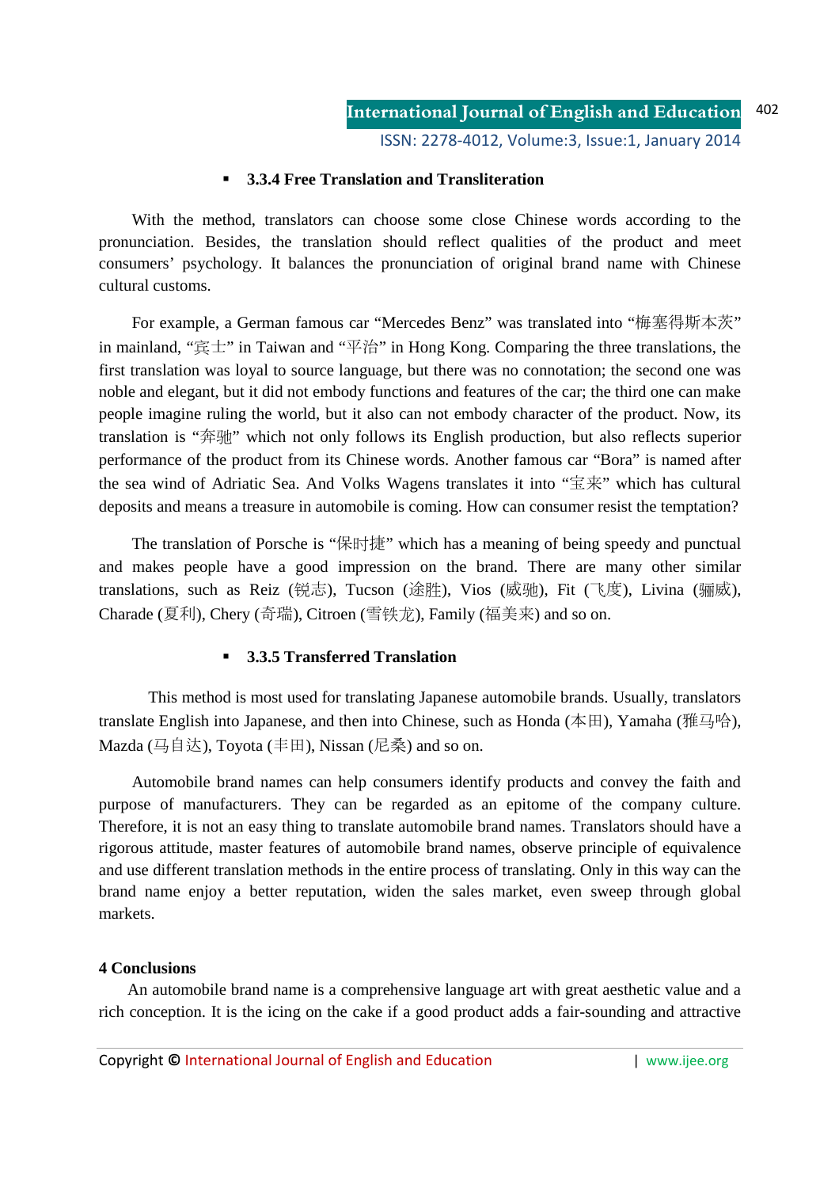### 3.3.4 Free Translation and Transliteration

With the method, translators can choose some close Chinese words according to the pronunciation. Besides, the translation should reflect qualities of the product and meet consumers' psychology. It balances the pronunciation of original brand name with Chinese cultural customs.

For example, a German famous car "Mercedes Benz" was translated into "梅塞得斯本茨" in mainland, "宾士" in Taiwan and "平治" in Hong Kong. Comparing the three translations, the first translation was loyal to source language, but there was no connotation; the second one was noble and elegant, but it did not embody functions and features of the car; the third one can make people imagine ruling the world, but it also can not embody character of the product. Now, its translation is "奔驰" which not only follows its English production, but also reflects superior performance of the product from its Chinese words. Another famous car "Bora" is named after the sea wind of Adriatic Sea. And Volks Wagens translates it into "宝来" which has cultural deposits and means a treasure in automobile is coming. How can consumer resist the temptation?

The translation of Porsche is "保时捷" which has a meaning of being speedy and punctual and makes people have a good impression on the brand. There are many other similar translations, such as Reiz (锐志), Tucson (途胜), Vios (威驰), Fit (飞度), Livina (骊威), Charade (夏利), Chery (奇瑞), Citroen (雪铁龙), Family (福美来) and so on.

### 3.3.5 Transferred Translation

This method is most used for translating Japanese automobile brands. Usually, translators translate English into Japanese, and then into Chinese, such as Honda (本田), Yamaha (雅马哈), Mazda (马自达), Toyota (丰田), Nissan (尼桑) and so on.

Automobile brand names can help consumers identify products and convey the faith and purpose of manufacturers. They can be regarded as an epitome of the company culture. Therefore, it is not an easy thing to translate automobile brand names. Translators should have a rigorous attitude, master features of automobile brand names, observe principle of equivalence and use different translation methods in the entire process of translating. Only in this way can the brand name enjoy a better reputation, widen the sales market, even sweep through global markets.

## 4 Conclusions

An automobile brand name is a comprehensive language art with great aesthetic value and a rich conception. It is the icing on the cake if a good product adds a fair-sounding and attractive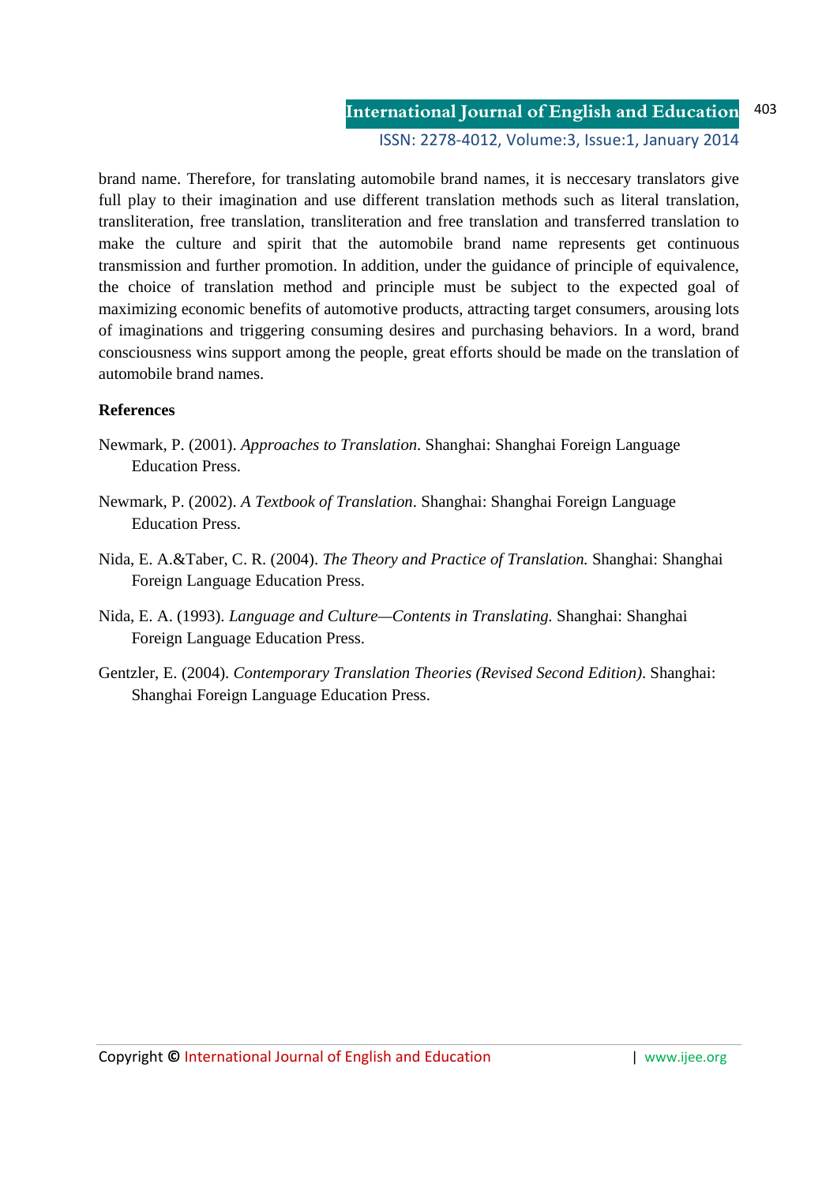brand name. Therefore, for translating automobile brand names, it is neccesary translators give full play to their imagination and use different translation methods such as literal translation, transliteration, free translation, transliteration and free translation and transferred translation to make the culture and spirit that the automobile brand name represents get continuous transmission and further promotion. In addition, under the guidance of principle of equivalence, the choice of translation method and principle must be subject to the expected goal of maximizing economic benefits of automotive products, attracting target consumers, arousing lots of imaginations and triggering consuming desires and purchasing behaviors. In a word, brand consciousness wins support among the people, great efforts should be made on the translation of automobile brand names.

**References**

Newmark, P. (2001). *Approaches to Translation*. Shanghai: Shanghai Foreign Language Education Press.

Newmark, P. (2002). *A Textbook of Translation*. Shanghai: Shanghai Foreign Language Education Press.

Nida, E. A.&Taber, C. R. (2004). *The Theory and Practice of Translation.* Shanghai: Shanghai Foreign Language Education Press.

Nida, E. A. (1993). *Language and Culture—Contents in Translating.* Shanghai: Shanghai Foreign Language Education Press.

Gentzler, E. (2004). *Contemporary Translation Theories (Revised Second Edition)*. Shanghai: Shanghai Foreign Language Education Press.